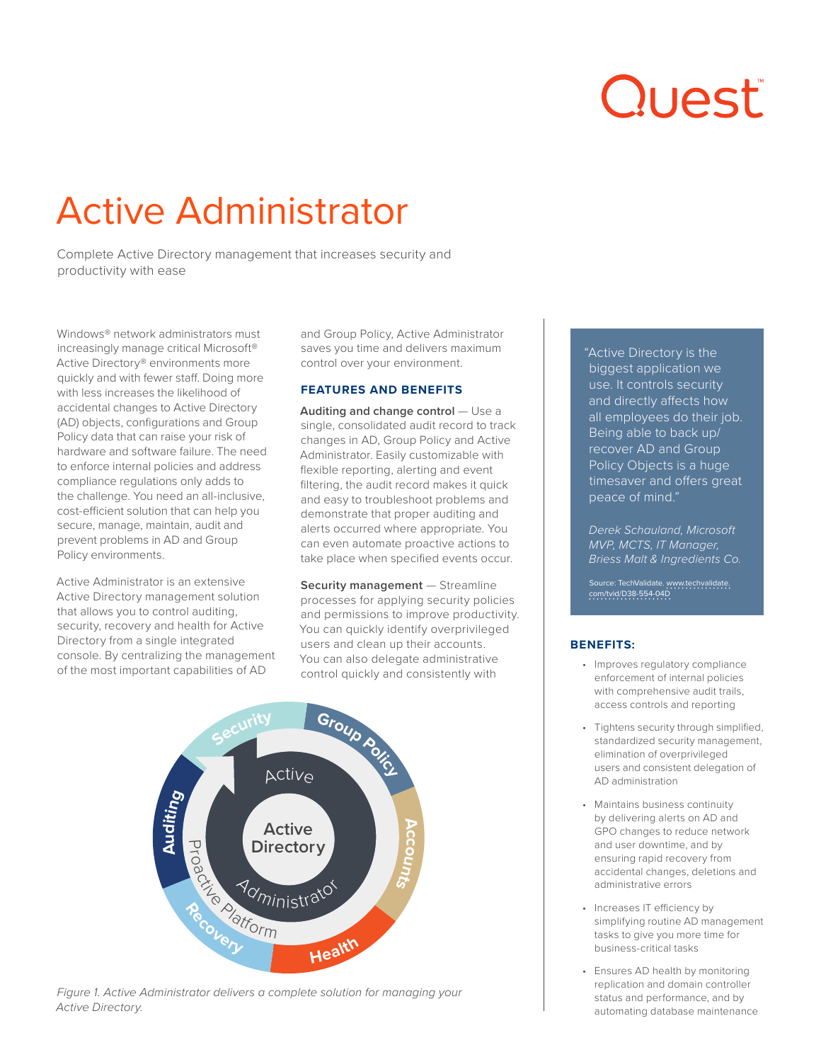Quest

# Active Administrator

Complete Active Directory management that increases security and productivity with ease

Windows® network administrators must increasingly manage critical Microsoft® Active Directory® environments more quickly and with fewer staff. Doing more with less increases the likelihood of accidental changes to Active Directory (AD) objects, configurations and Group Policy data that can raise your risk of hardware and software failure. The need to enforce internal policies and address compliance regulations only adds to the challenge. You need an all-inclusive, cost-efficient solution that can help you secure, manage, maintain, audit and prevent problems in AD and Group Policy environments.

Active Administrator is an extensive Active Directory management solution that allows you to control auditing, security, recovery and health for Active Directory from a single integrated console. By centralizing the management of the most important capabilities of AD and Group Policy, Active Administrator saves you time and delivers maximum control over your environment.

## FEATURES AND BENEFITS

**Auditing and change control** — Use a single, consolidated audit record to track changes in AD, Group Policy and Active Administrator. Easily customizable with flexible reporting, alerting and event filtering, the audit record makes it quick and easy to troubleshoot problems and demonstrate that proper auditing and alerts occurred where appropriate. You can even automate proactive actions to take place when specified events occur.

**Security management** — Streamline processes for applying security policies and permissions to improve productivity. You can quickly identify overprivileged users and clean up their accounts. You can also delegate administrative control quickly and consistently with

*Figure 1. Active Administrator delivers a complete solution for managing your Active Directory.*

"Active Directory is the biggest application we use. It controls security and directly affects how all employees do their job. Being able to back up/recover AD and Group Policy Objects is a huge timesaver and offers great peace of mind."

*Derek Schauland, Microsoft MVP, MCTS, IT Manager, Briess Malt & Ingredients Co.*

Source: TechValidate. www.techvalidate.com/tvid/D38-554-04D

## BENEFITS:

- Improves regulatory compliance enforcement of internal policies with comprehensive audit trails, access controls and reporting
- Tightens security through simplified, standardized security management, elimination of overprivileged users and consistent delegation of AD administration
- Maintains business continuity by delivering alerts on AD and GPO changes to reduce network and user downtime, and by ensuring rapid recovery from accidental changes, deletions and administrative errors
- Increases IT efficiency by simplifying routine AD management tasks to give you more time for business-critical tasks
- Ensures AD health by monitoring replication and domain controller status and performance, and by automating database maintenance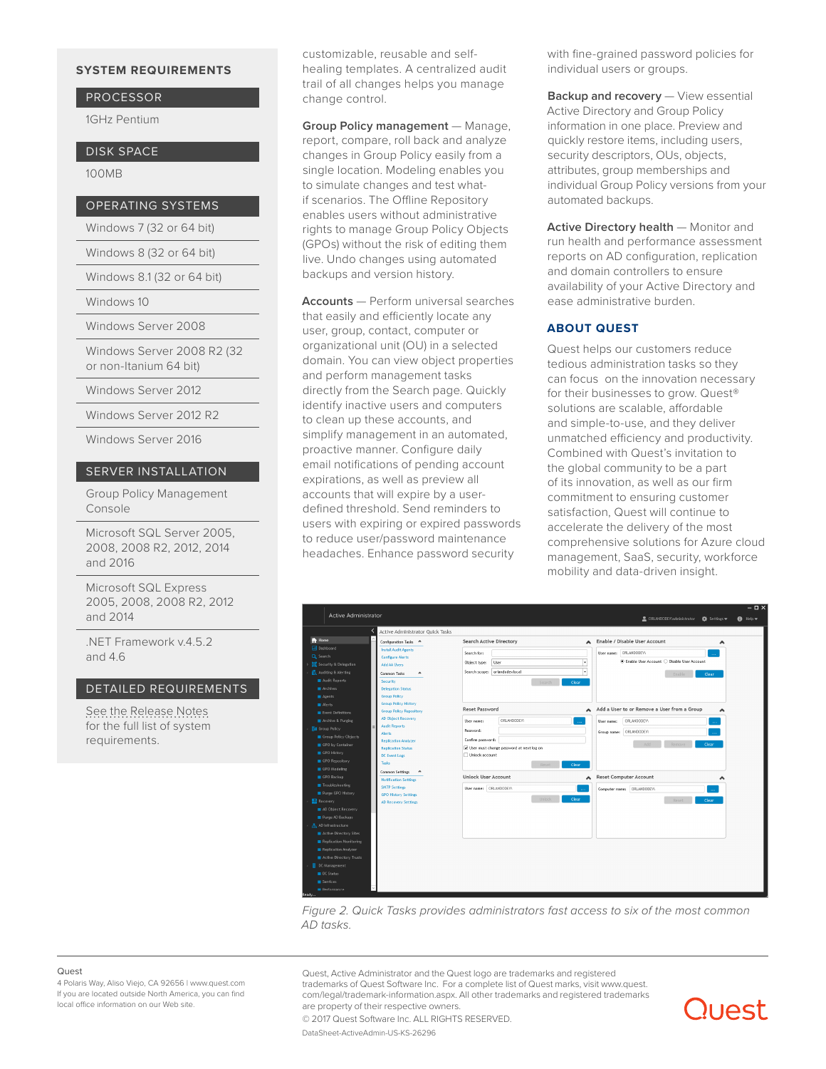## SYSTEM REQUIREMENTS

### PROCESSOR

1GHz Pentium

### DISK SPACE

100MB

### OPERATING SYSTEMS

- Windows 7 (32 or 64 bit)
- Windows 8 (32 or 64 bit)
- Windows 8.1 (32 or 64 bit)
- Windows 10
- Windows Server 2008
- Windows Server 2008 R2 (32 or non-Itanium 64 bit)
- Windows Server 2012
- Windows Server 2012 R2
- Windows Server 2016

### SERVER INSTALLATION

- Group Policy Management Console
- Microsoft SQL Server 2005, 2008, 2008 R2, 2012, 2014 and 2016
- Microsoft SQL Express 2005, 2008, 2008 R2, 2012 and 2014
- .NET Framework v.4.5.2 and 4.6

### DETAILED REQUIREMENTS

See the Release Notes for the full list of system requirements.

customizable, reusable and self-healing templates. A centralized audit trail of all changes helps you manage change control.

**Group Policy management** — Manage, report, compare, roll back and analyze changes in Group Policy easily from a single location. Modeling enables you to simulate changes and test what-if scenarios. The Offline Repository enables users without administrative rights to manage Group Policy Objects (GPOs) without the risk of editing them live. Undo changes using automated backups and version history.

**Accounts** — Perform universal searches that easily and efficiently locate any user, group, contact, computer or organizational unit (OU) in a selected domain. You can view object properties and perform management tasks directly from the Search page. Quickly identify inactive users and computers to clean up these accounts, and simplify management in an automated, proactive manner. Configure daily email notifications of pending account expirations, as well as preview all accounts that will expire by a user-defined threshold. Send reminders to users with expiring or expired passwords to reduce user/password maintenance headaches. Enhance password security with fine-grained password policies for individual users or groups.

**Backup and recovery** — View essential Active Directory and Group Policy information in one place. Preview and quickly restore items, including users, security descriptors, OUs, objects, attributes, group memberships and individual Group Policy versions from your automated backups.

**Active Directory health** — Monitor and run health and performance assessment reports on AD configuration, replication and domain controllers to ensure availability of your Active Directory and ease administrative burden.

## ABOUT QUEST

Quest helps our customers reduce tedious administration tasks so they can focus on the innovation necessary for their businesses to grow. Quest® solutions are scalable, affordable and simple-to-use, and they deliver unmatched efficiency and productivity. Combined with Quest's invitation to the global community to be a part of its innovation, as well as our firm commitment to ensuring customer satisfaction, Quest will continue to accelerate the delivery of the most comprehensive solutions for Azure cloud management, SaaS, security, workforce mobility and data-driven insight.

*Figure 2. Quick Tasks provides administrators fast access to six of the most common AD tasks.*

Quest
4 Polaris Way, Aliso Viejo, CA 92656 | www.quest.com
If you are located outside North America, you can find local office information on our Web site.

Quest, Active Administrator and the Quest logo are trademarks and registered trademarks of Quest Software Inc. For a complete list of Quest marks, visit www.quest.com/legal/trademark-information.aspx. All other trademarks and registered trademarks are property of their respective owners.
© 2017 Quest Software Inc. ALL RIGHTS RESERVED.
DataSheet-ActiveAdmin-US-KS-26296